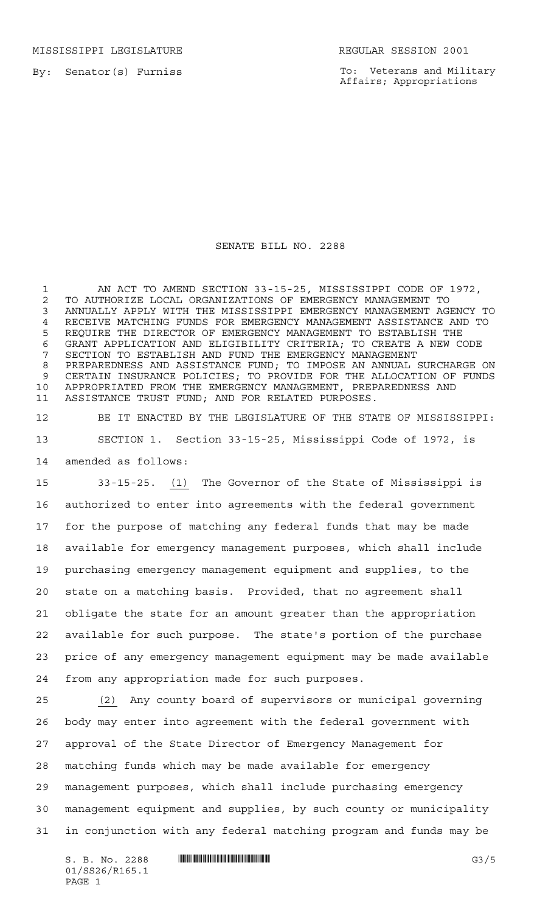MISSISSIPPI LEGISLATURE REGULAR SESSION 2001

By: Senator(s) Furniss

To: Veterans and Military Affairs; Appropriations

# SENATE BILL NO. 2288

AN ACT TO AMEND SECTION 33-15-25, MISSISSIPPI CODE OF 1972, TO AUTHORIZE LOCAL ORGANIZATIONS OF EMERGENCY MANAGEMENT TO ANNUALLY APPLY WITH THE MISSISSIPPI EMERGENCY MANAGEMENT AGENCY TO RECEIVE MATCHING FUNDS FOR EMERGENCY MANAGEMENT ASSISTANCE AND TO REQUIRE THE DIRECTOR OF EMERGENCY MANAGEMENT TO ESTABLISH THE GRANT APPLICATION AND ELIGIBILITY CRITERIA; TO CREATE A NEW CODE SECTION TO ESTABLISH AND FUND THE EMERGENCY MANAGEMENT PREPAREDNESS AND ASSISTANCE FUND; TO IMPOSE AN ANNUAL SURCHARGE ON CERTAIN INSURANCE POLICIES; TO PROVIDE FOR THE ALLOCATION OF FUNDS APPROPRIATED FROM THE EMERGENCY MANAGEMENT, PREPAREDNESS AND ASSISTANCE TRUST FUND; AND FOR RELATED PURPOSES.

BE IT ENACTED BY THE LEGISLATURE OF THE STATE OF MISSISSIPPI:

SECTION 1. Section 33-15-25, Mississippi Code of 1972, is amended as follows:

33-15-25. (1) The Governor of the State of Mississippi is authorized to enter into agreements with the federal government for the purpose of matching any federal funds that may be made available for emergency management purposes, which shall include purchasing emergency management equipment and supplies, to the state on a matching basis. Provided, that no agreement shall obligate the state for an amount greater than the appropriation available for such purpose. The state's portion of the purchase price of any emergency management equipment may be made available from any appropriation made for such purposes.

(2) Any county board of supervisors or municipal governing body may enter into agreement with the federal government with approval of the State Director of Emergency Management for matching funds which may be made available for emergency management purposes, which shall include purchasing emergency management equipment and supplies, by such county or municipality in conjunction with any federal matching program and funds may be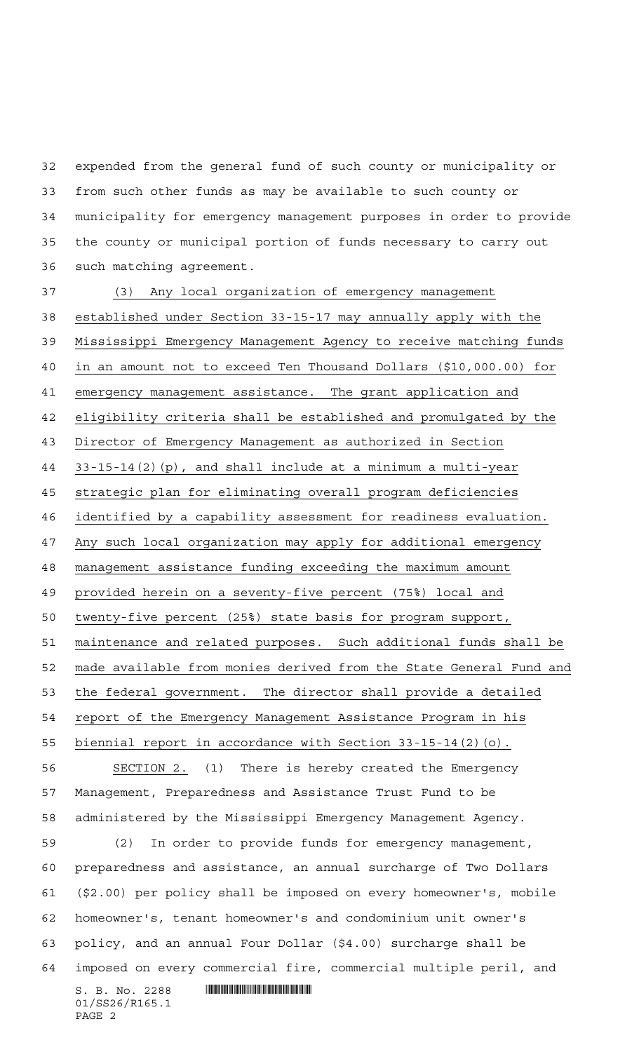expended from the general fund of such county or municipality or from such other funds as may be available to such county or municipality for emergency management purposes in order to provide the county or municipal portion of funds necessary to carry out such matching agreement.

(3) Any local organization of emergency management established under Section 33-15-17 may annually apply with the Mississippi Emergency Management Agency to receive matching funds in an amount not to exceed Ten Thousand Dollars ($10,000.00) for emergency management assistance. The grant application and eligibility criteria shall be established and promulgated by the Director of Emergency Management as authorized in Section 33-15-14(2)(p), and shall include at a minimum a multi-year strategic plan for eliminating overall program deficiencies identified by a capability assessment for readiness evaluation. Any such local organization may apply for additional emergency management assistance funding exceeding the maximum amount provided herein on a seventy-five percent (75%) local and twenty-five percent (25%) state basis for program support, maintenance and related purposes. Such additional funds shall be made available from monies derived from the State General Fund and the federal government. The director shall provide a detailed report of the Emergency Management Assistance Program in his biennial report in accordance with Section 33-15-14(2)(o).

SECTION 2. (1) There is hereby created the Emergency Management, Preparedness and Assistance Trust Fund to be administered by the Mississippi Emergency Management Agency.

(2) In order to provide funds for emergency management, preparedness and assistance, an annual surcharge of Two Dollars ($2.00) per policy shall be imposed on every homeowner's, mobile homeowner's, tenant homeowner's and condominium unit owner's policy, and an annual Four Dollar ($4.00) surcharge shall be imposed on every commercial fire, commercial multiple peril, and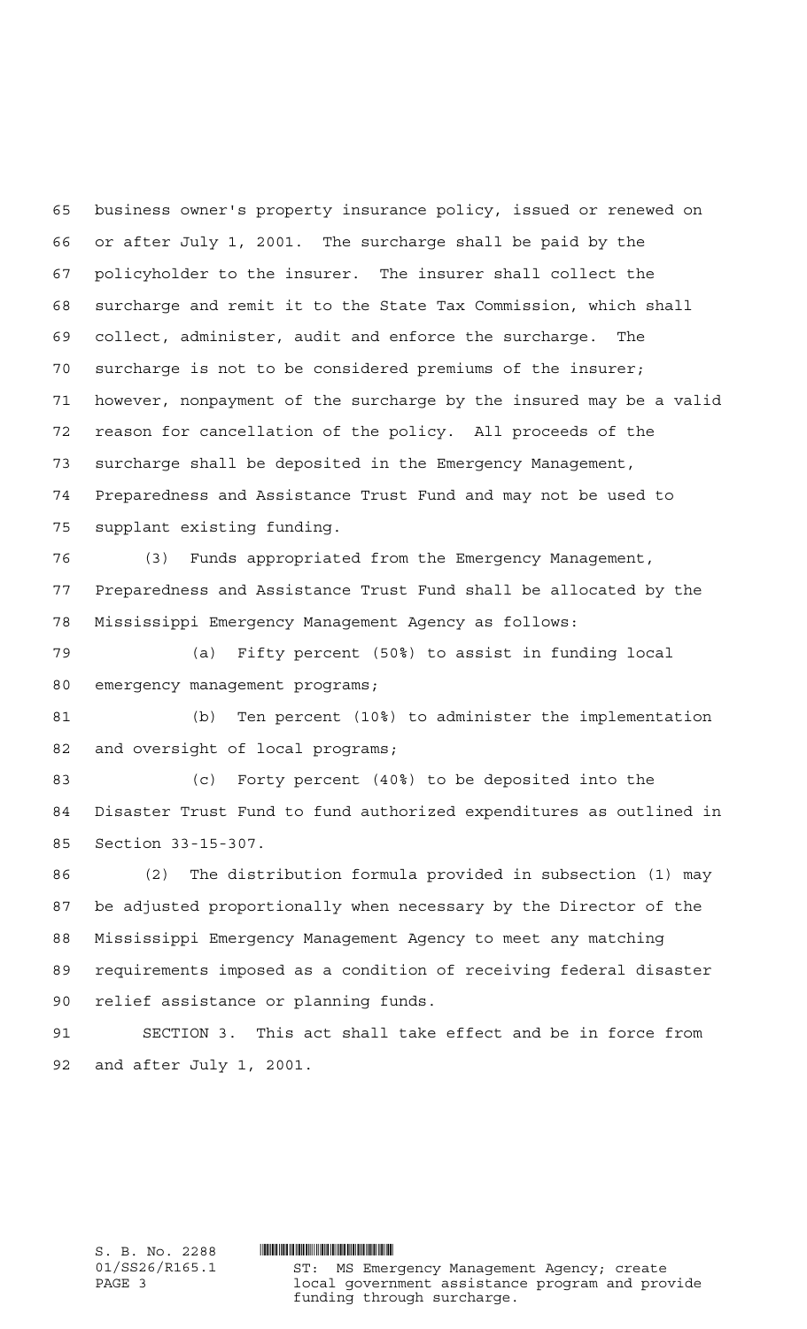business owner's property insurance policy, issued or renewed on or after July 1, 2001. The surcharge shall be paid by the policyholder to the insurer. The insurer shall collect the surcharge and remit it to the State Tax Commission, which shall collect, administer, audit and enforce the surcharge. The surcharge is not to be considered premiums of the insurer; however, nonpayment of the surcharge by the insured may be a valid reason for cancellation of the policy. All proceeds of the surcharge shall be deposited in the Emergency Management, Preparedness and Assistance Trust Fund and may not be used to supplant existing funding.

(3) Funds appropriated from the Emergency Management, Preparedness and Assistance Trust Fund shall be allocated by the Mississippi Emergency Management Agency as follows:

(a) Fifty percent (50%) to assist in funding local emergency management programs;

(b) Ten percent (10%) to administer the implementation and oversight of local programs;

(c) Forty percent (40%) to be deposited into the Disaster Trust Fund to fund authorized expenditures as outlined in Section 33-15-307.

(2) The distribution formula provided in subsection (1) may be adjusted proportionally when necessary by the Director of the Mississippi Emergency Management Agency to meet any matching requirements imposed as a condition of receiving federal disaster relief assistance or planning funds.

SECTION 3. This act shall take effect and be in force from and after July 1, 2001.

S. B. No. 2288
01/SS26/R165.1

ST: MS Emergency Management Agency; create local government assistance program and provide funding through surcharge.